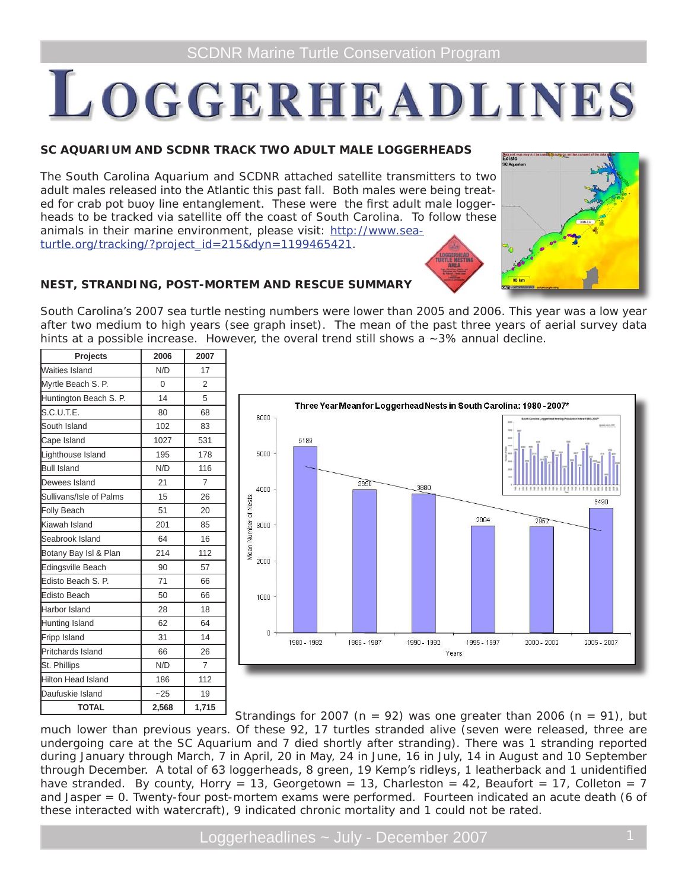SCDNR Marine Turtle Conservation Program

# LOGGERHEADLINES

## SC AQUARIUM AND SCDNR TRACK TWO ADULT MALE LOGGERHEADS

The South Carolina Aquarium and SCDNR attached satellite transmitters to two adult males released into the Atlantic this past fall. Both males were being treated for crab pot buoy line entanglement. These were the first adult male loggerheads to be tracked via satellite off the coast of South Carolina. To follow these animals in their marine environment, please visit: http://www.seaturtle.org/tracking/?project_id=215&dyn=1199465421.

## NEST, STRANDING, POST-MORTEM AND RESCUE SUMMARY

South Carolina's 2007 sea turtle nesting numbers were lower than 2005 and 2006. This year was a low year after two medium to high years (see graph inset). The mean of the past three years of aerial survey data hints at a possible increase. However, the overal trend still shows a ~3% annual decline.

| Projects | 2006 | 2007 |
|---|---|---|
| Waities Island | N/D | 17 |
| Myrtle Beach S. P. | 0 | 2 |
| Huntington Beach S. P. | 14 | 5 |
| S.C.U.T.E. | 80 | 68 |
| South Island | 102 | 83 |
| Cape Island | 1027 | 531 |
| Lighthouse Island | 195 | 178 |
| Bull Island | N/D | 116 |
| Dewees Island | 21 | 7 |
| Sullivans/Isle of Palms | 15 | 26 |
| Folly Beach | 51 | 20 |
| Kiawah Island | 201 | 85 |
| Seabrook Island | 64 | 16 |
| Botany Bay Isl & Plan | 214 | 112 |
| Edingsville Beach | 90 | 57 |
| Edisto Beach S. P. | 71 | 66 |
| Edisto Beach | 50 | 66 |
| Harbor Island | 28 | 18 |
| Hunting Island | 62 | 64 |
| Fripp Island | 31 | 14 |
| Pritchards Island | 66 | 26 |
| St. Phillips | N/D | 7 |
| Hilton Head Island | 186 | 112 |
| Daufuskie Island | ~25 | 19 |
| **TOTAL** | **2,568** | **1,715** |

**Three Year Mean for Loggerhead Nests in South Carolina: 1980 - 2007***

| Years | Mean Number of Nests |
|---|---|
| 1980 - 1982 | 5189 |
| 1985 - 1987 | 3990 |
| 1990 - 1992 | 3880 |
| 1995 - 1997 | 2984 |
| 2000 - 2002 | 2952 |
| 2005 - 2007 | 3490 |

Strandings for 2007 (n = 92) was one greater than 2006 (n = 91), but much lower than previous years. Of these 92, 17 turtles stranded alive (seven were released, three are undergoing care at the SC Aquarium and 7 died shortly after stranding). There was 1 stranding reported during January through March, 7 in April, 20 in May, 24 in June, 16 in July, 14 in August and 10 September through December. A total of 63 loggerheads, 8 green, 19 Kemp's ridleys, 1 leatherback and 1 unidentified have stranded. By county, Horry = 13, Georgetown = 13, Charleston = 42, Beaufort = 17, Colleton = 7 and Jasper = 0. Twenty-four post-mortem exams were performed. Fourteen indicated an acute death (6 of these interacted with watercraft), 9 indicated chronic mortality and 1 could not be rated.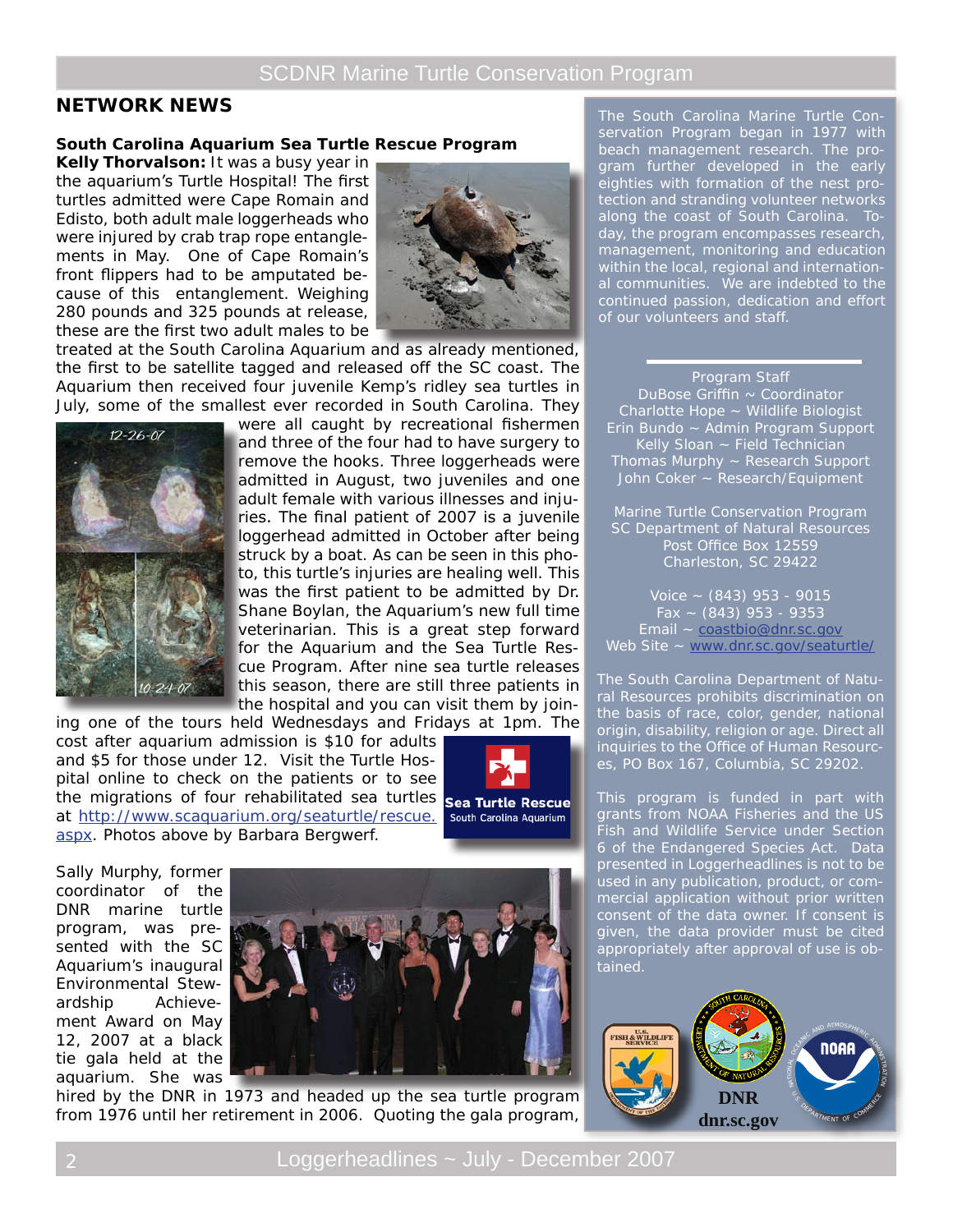## NETWORK NEWS

### South Carolina Aquarium Sea Turtle Rescue Program

**Kelly Thorvalson:** It was a busy year in the aquarium's Turtle Hospital! The first turtles admitted were Cape Romain and Edisto, both adult male loggerheads who were injured by crab trap rope entanglements in May. One of Cape Romain's front flippers had to be amputated because of this entanglement. Weighing 280 pounds and 325 pounds at release, these are the first two adult males to be treated at the South Carolina Aquarium and as already mentioned, the first to be satellite tagged and released off the SC coast. The Aquarium then received four juvenile Kemp's ridley sea turtles in July, some of the smallest ever recorded in South Carolina. They were all caught by recreational fishermen and three of the four had to have surgery to remove the hooks. Three loggerheads were admitted in August, two juveniles and one adult female with various illnesses and injuries. The final patient of 2007 is a juvenile loggerhead admitted in October after being struck by a boat. As can be seen in this photo, this turtle's injuries are healing well. This was the first patient to be admitted by Dr. Shane Boylan, the Aquarium's new full time veterinarian. This is a great step forward for the Aquarium and the Sea Turtle Rescue Program. After nine sea turtle releases this season, there are still three patients in the hospital and you can visit them by joining one of the tours held Wednesdays and Fridays at 1pm. The cost after aquarium admission is $10 for adults and $5 for those under 12. Visit the Turtle Hospital online to check on the patients or to see the migrations of four rehabilitated sea turtles at http://www.scaquarium.org/seaturtle/rescue.aspx. Photos above by Barbara Bergwerf.

Sea Turtle Rescue
South Carolina Aquarium

Sally Murphy, former coordinator of the DNR marine turtle program, was presented with the SC Aquarium's inaugural Environmental Stewardship Achievement Award on May 12, 2007 at a black tie gala held at the aquarium. She was hired by the DNR in 1973 and headed up the sea turtle program from 1976 until her retirement in 2006. Quoting the gala program,

---

The South Carolina Marine Turtle Conservation Program began in 1977 with beach management research. The program further developed in the early eighties with formation of the nest protection and stranding volunteer networks along the coast of South Carolina. Today, the program encompasses research, management, monitoring and education within the local, regional and international communities. We are indebted to the continued passion, dedication and effort of our volunteers and staff.

Program Staff
DuBose Griffin ~ Coordinator
Charlotte Hope ~ Wildlife Biologist
Erin Bundo ~ Admin Program Support
Kelly Sloan ~ Field Technician
Thomas Murphy ~ Research Support
John Coker ~ Research/Equipment

Marine Turtle Conservation Program
SC Department of Natural Resources
Post Office Box 12559
Charleston, SC 29422

Voice ~ (843) 953 - 9015
Fax ~ (843) 953 - 9353
Email ~ coastbio@dnr.sc.gov
Web Site ~ www.dnr.sc.gov/seaturtle/

The South Carolina Department of Natural Resources prohibits discrimination on the basis of race, color, gender, national origin, disability, religion or age. Direct all inquiries to the Office of Human Resources, PO Box 167, Columbia, SC 29202.

This program is funded in part with grants from NOAA Fisheries and the US Fish and Wildlife Service under Section 6 of the Endangered Species Act. Data presented in Loggerheadlines is not to be used in any publication, product, or commercial application without prior written consent of the data owner. If consent is given, the data provider must be cited appropriately after approval of use is obtained.

DNR
dnr.sc.gov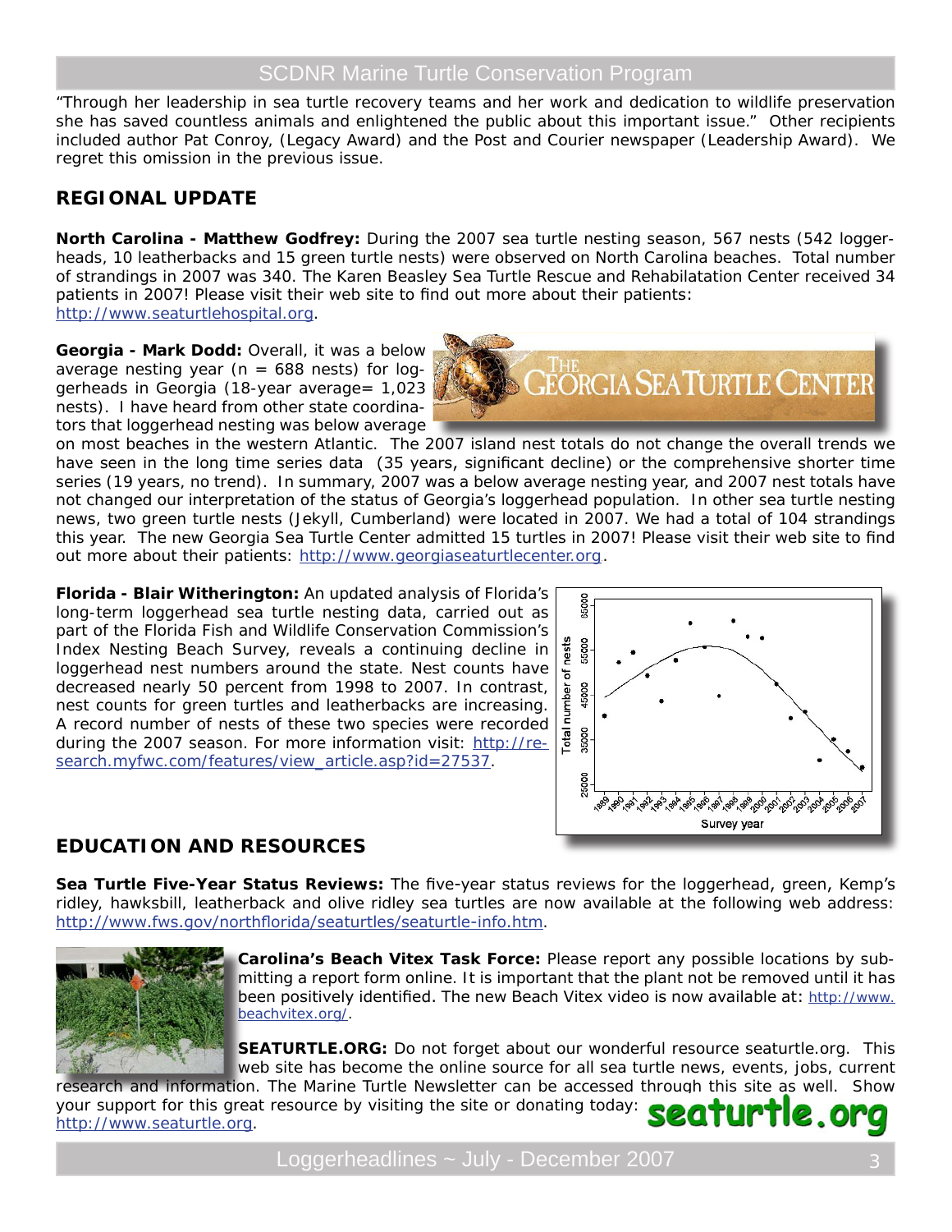"Through her leadership in sea turtle recovery teams and her work and dedication to wildlife preservation she has saved countless animals and enlightened the public about this important issue." Other recipients included author Pat Conroy, (Legacy Award) and the Post and Courier newspaper (Leadership Award). We regret this omission in the previous issue.

## REGIONAL UPDATE

**North Carolina - Matthew Godfrey:** During the 2007 sea turtle nesting season, 567 nests (542 loggerheads, 10 leatherbacks and 15 green turtle nests) were observed on North Carolina beaches. Total number of strandings in 2007 was 340. The Karen Beasley Sea Turtle Rescue and Rehabilatation Center received 34 patients in 2007! Please visit their web site to find out more about their patients: http://www.seaturtlehospital.org.

**Georgia - Mark Dodd:** Overall, it was a below average nesting year (n = 688 nests) for loggerheads in Georgia (18-year average= 1,023 nests). I have heard from other state coordinators that loggerhead nesting was below average on most beaches in the western Atlantic. The 2007 island nest totals do not change the overall trends we have seen in the long time series data (35 years, significant decline) or the comprehensive shorter time series (19 years, no trend). In summary, 2007 was a below average nesting year, and 2007 nest totals have not changed our interpretation of the status of Georgia's loggerhead population. In other sea turtle nesting news, two green turtle nests (Jekyll, Cumberland) were located in 2007. We had a total of 104 strandings this year. The new Georgia Sea Turtle Center admitted 15 turtles in 2007! Please visit their web site to find out more about their patients: http://www.georgiaseaturtlecenter.org.

**Florida - Blair Witherington:** An updated analysis of Florida's long-term loggerhead sea turtle nesting data, carried out as part of the Florida Fish and Wildlife Conservation Commission's Index Nesting Beach Survey, reveals a continuing decline in loggerhead nest numbers around the state. Nest counts have decreased nearly 50 percent from 1998 to 2007. In contrast, nest counts for green turtles and leatherbacks are increasing. A record number of nests of these two species were recorded during the 2007 season. For more information visit: http://research.myfwc.com/features/view_article.asp?id=27537.

## EDUCATION AND RESOURCES

**Sea Turtle Five-Year Status Reviews:** The five-year status reviews for the loggerhead, green, Kemp's ridley, hawksbill, leatherback and olive ridley sea turtles are now available at the following web address: http://www.fws.gov/northflorida/seaturtles/seaturtle-info.htm.

**Carolina's Beach Vitex Task Force:** Please report any possible locations by submitting a report form online. It is important that the plant not be removed until it has been positively identified. The new Beach Vitex video is now available at: http://www.beachvitex.org/.

**SEATURTLE.ORG:** Do not forget about our wonderful resource seaturtle.org. This web site has become the online source for all sea turtle news, events, jobs, current research and information. The Marine Turtle Newsletter can be accessed through this site as well. Show your support for this great resource by visiting the site or donating today: http://www.seaturtle.org.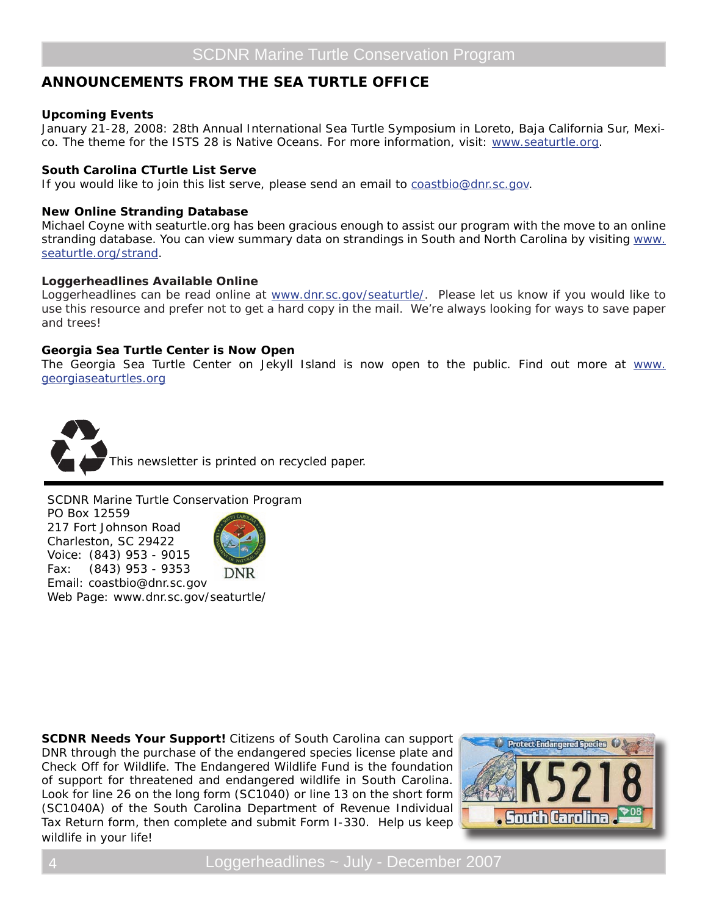## ANNOUNCEMENTS FROM THE SEA TURTLE OFFICE

**Upcoming Events**
January 21-28, 2008: 28th Annual International Sea Turtle Symposium in Loreto, Baja California Sur, Mexico. The theme for the ISTS 28 is Native Oceans. For more information, visit: www.seaturtle.org.

**South Carolina CTurtle List Serve**
If you would like to join this list serve, please send an email to coastbio@dnr.sc.gov.

**New Online Stranding Database**
Michael Coyne with seaturtle.org has been gracious enough to assist our program with the move to an online stranding database. You can view summary data on strandings in South and North Carolina by visiting www.seaturtle.org/strand.

**Loggerheadlines Available Online**
Loggerheadlines can be read online at www.dnr.sc.gov/seaturtle/. Please let us know if you would like to use this resource and prefer not to get a hard copy in the mail. We're always looking for ways to save paper and trees!

**Georgia Sea Turtle Center is Now Open**
The Georgia Sea Turtle Center on Jekyll Island is now open to the public. Find out more at www.georgiaseaturtles.org

This newsletter is printed on recycled paper.

SCDNR Marine Turtle Conservation Program
PO Box 12559
217 Fort Johnson Road
Charleston, SC 29422
Voice: (843) 953 - 9015
Fax: (843) 953 - 9353
Email: coastbio@dnr.sc.gov
Web Page: www.dnr.sc.gov/seaturtle/

**SCDNR Needs Your Support!** Citizens of South Carolina can support DNR through the purchase of the endangered species license plate and Check Off for Wildlife. The Endangered Wildlife Fund is the foundation of support for threatened and endangered wildlife in South Carolina. Look for line 26 on the long form (SC1040) or line 13 on the short form (SC1040A) of the South Carolina Department of Revenue Individual Tax Return form, then complete and submit Form I-330. Help us keep wildlife in your life!